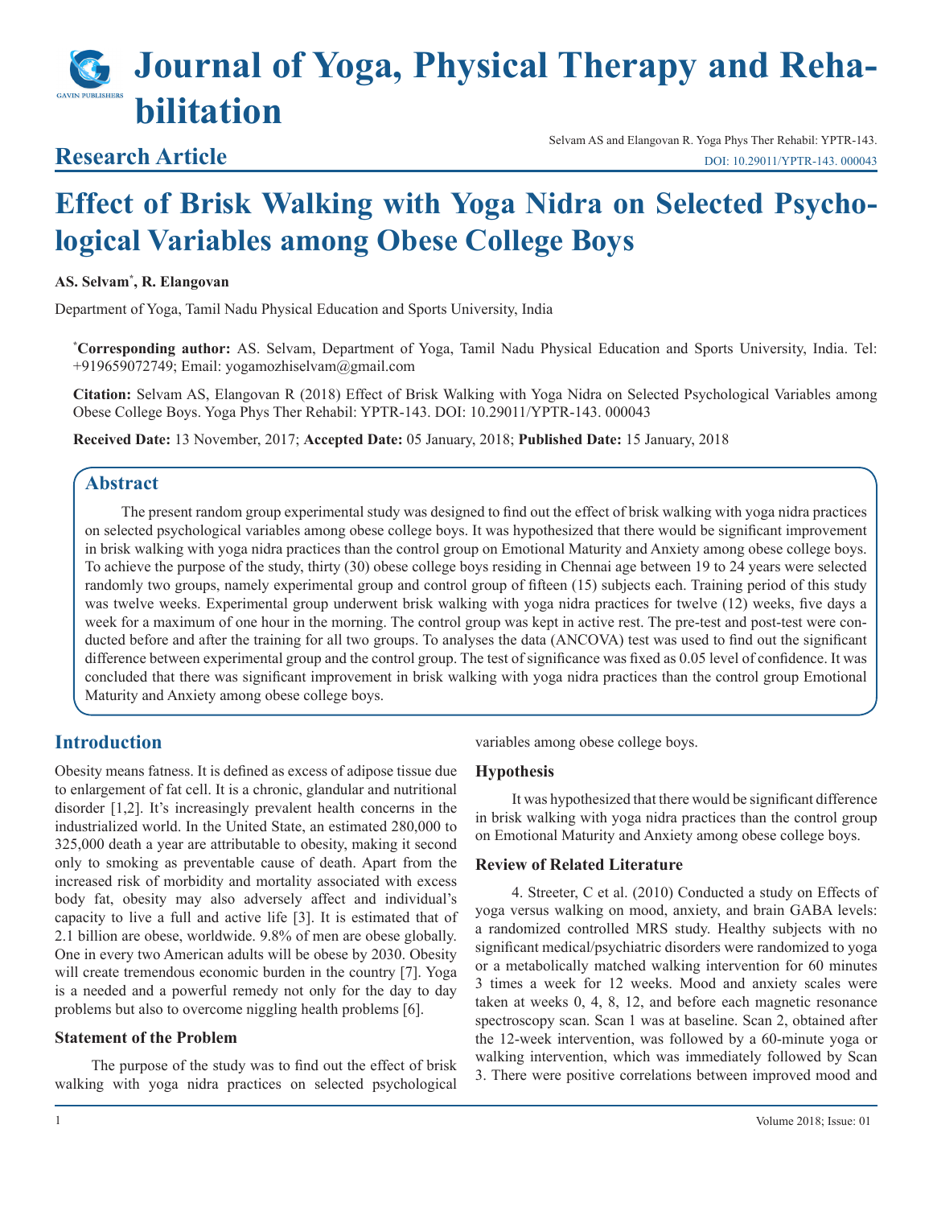# Effect of Brisk Walking with Yoga Nidra on Selected Psychological Variables among Obese College Boys

**Research Article**

**AS. Selvam*, R. Elangovan**

Department of Yoga, Tamil Nadu Physical Education and Sports University, India

***Corresponding author:** AS. Selvam, Department of Yoga, Tamil Nadu Physical Education and Sports University, India. Tel: +919659072749; Email: yogamozhiselvam@gmail.com

**Citation:** Selvam AS, Elangovan R (2018) Effect of Brisk Walking with Yoga Nidra on Selected Psychological Variables among Obese College Boys. Yoga Phys Ther Rehabil: YPTR-143. DOI: 10.29011/YPTR-143. 000043

**Received Date:** 13 November, 2017; **Accepted Date:** 05 January, 2018; **Published Date:** 15 January, 2018

## Abstract

The present random group experimental study was designed to find out the effect of brisk walking with yoga nidra practices on selected psychological variables among obese college boys. It was hypothesized that there would be significant improvement in brisk walking with yoga nidra practices than the control group on Emotional Maturity and Anxiety among obese college boys. To achieve the purpose of the study, thirty (30) obese college boys residing in Chennai age between 19 to 24 years were selected randomly two groups, namely experimental group and control group of fifteen (15) subjects each. Training period of this study was twelve weeks. Experimental group underwent brisk walking with yoga nidra practices for twelve (12) weeks, five days a week for a maximum of one hour in the morning. The control group was kept in active rest. The pre-test and post-test were conducted before and after the training for all two groups. To analyses the data (ANCOVA) test was used to find out the significant difference between experimental group and the control group. The test of significance was fixed as 0.05 level of confidence. It was concluded that there was significant improvement in brisk walking with yoga nidra practices than the control group Emotional Maturity and Anxiety among obese college boys.

## Introduction

Obesity means fatness. It is defined as excess of adipose tissue due to enlargement of fat cell. It is a chronic, glandular and nutritional disorder [1,2]. It's increasingly prevalent health concerns in the industrialized world. In the United State, an estimated 280,000 to 325,000 death a year are attributable to obesity, making it second only to smoking as preventable cause of death. Apart from the increased risk of morbidity and mortality associated with excess body fat, obesity may also adversely affect and individual's capacity to live a full and active life [3]. It is estimated that of 2.1 billion are obese, worldwide. 9.8% of men are obese globally. One in every two American adults will be obese by 2030. Obesity will create tremendous economic burden in the country [7]. Yoga is a needed and a powerful remedy not only for the day to day problems but also to overcome niggling health problems [6].

### Statement of the Problem

The purpose of the study was to find out the effect of brisk walking with yoga nidra practices on selected psychological variables among obese college boys.

### Hypothesis

It was hypothesized that there would be significant difference in brisk walking with yoga nidra practices than the control group on Emotional Maturity and Anxiety among obese college boys.

### Review of Related Literature

4. Streeter, C et al. (2010) Conducted a study on Effects of yoga versus walking on mood, anxiety, and brain GABA levels: a randomized controlled MRS study. Healthy subjects with no significant medical/psychiatric disorders were randomized to yoga or a metabolically matched walking intervention for 60 minutes 3 times a week for 12 weeks. Mood and anxiety scales were taken at weeks 0, 4, 8, 12, and before each magnetic resonance spectroscopy scan. Scan 1 was at baseline. Scan 2, obtained after the 12-week intervention, was followed by a 60-minute yoga or walking intervention, which was immediately followed by Scan 3. There were positive correlations between improved mood and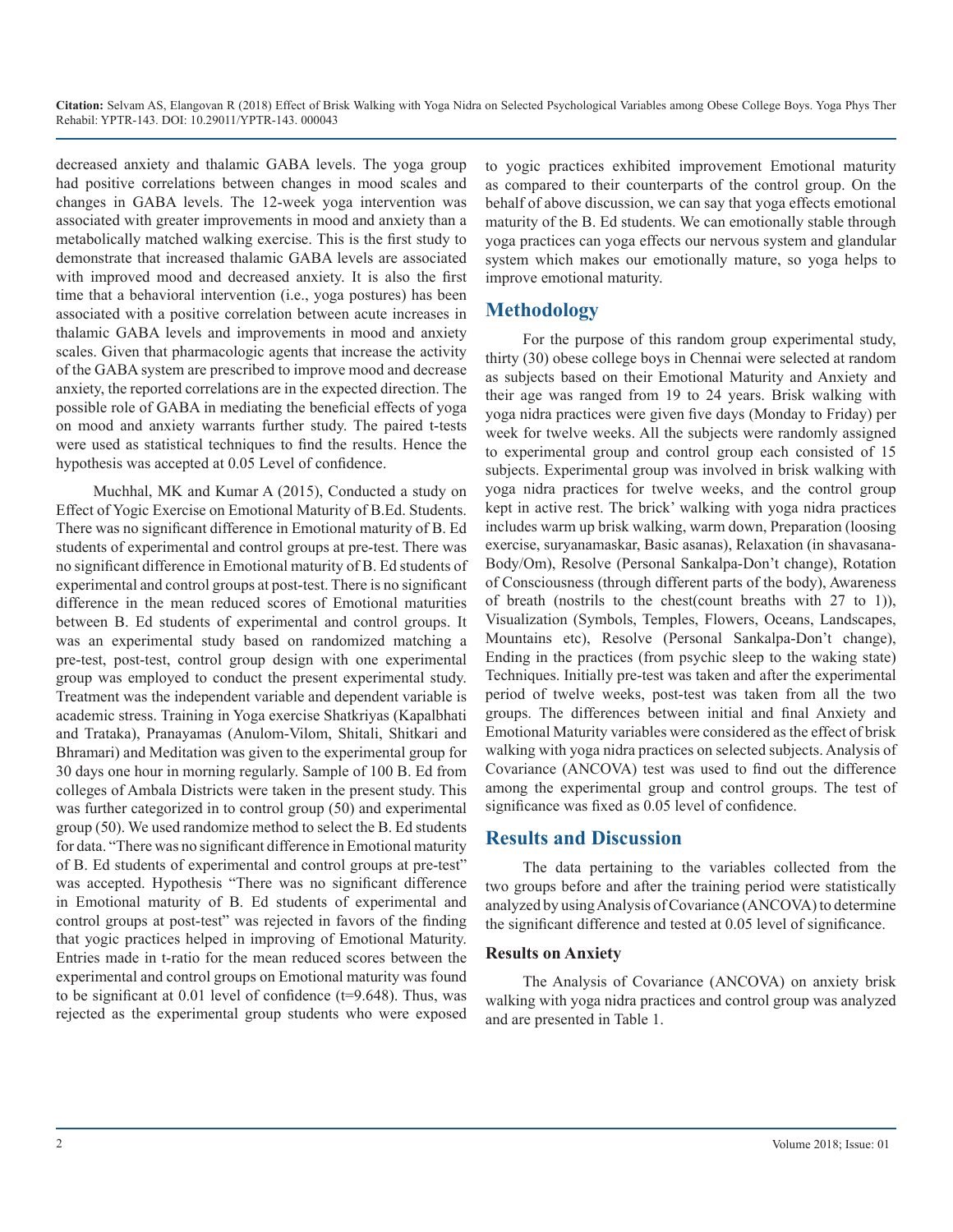decreased anxiety and thalamic GABA levels. The yoga group had positive correlations between changes in mood scales and changes in GABA levels. The 12-week yoga intervention was associated with greater improvements in mood and anxiety than a metabolically matched walking exercise. This is the first study to demonstrate that increased thalamic GABA levels are associated with improved mood and decreased anxiety. It is also the first time that a behavioral intervention (i.e., yoga postures) has been associated with a positive correlation between acute increases in thalamic GABA levels and improvements in mood and anxiety scales. Given that pharmacologic agents that increase the activity of the GABA system are prescribed to improve mood and decrease anxiety, the reported correlations are in the expected direction. The possible role of GABA in mediating the beneficial effects of yoga on mood and anxiety warrants further study. The paired t-tests were used as statistical techniques to find the results. Hence the hypothesis was accepted at 0.05 Level of confidence.

Muchhal, MK and Kumar A (2015), Conducted a study on Effect of Yogic Exercise on Emotional Maturity of B.Ed. Students. There was no significant difference in Emotional maturity of B. Ed students of experimental and control groups at pre-test. There was no significant difference in Emotional maturity of B. Ed students of experimental and control groups at post-test. There is no significant difference in the mean reduced scores of Emotional maturities between B. Ed students of experimental and control groups. It was an experimental study based on randomized matching a pre-test, post-test, control group design with one experimental group was employed to conduct the present experimental study. Treatment was the independent variable and dependent variable is academic stress. Training in Yoga exercise Shatkriyas (Kapalbhati and Trataka), Pranayamas (Anulom-Vilom, Shitali, Shitkari and Bhramari) and Meditation was given to the experimental group for 30 days one hour in morning regularly. Sample of 100 B. Ed from colleges of Ambala Districts were taken in the present study. This was further categorized in to control group (50) and experimental group (50). We used randomize method to select the B. Ed students for data. "There was no significant difference in Emotional maturity of B. Ed students of experimental and control groups at pre-test" was accepted. Hypothesis "There was no significant difference in Emotional maturity of B. Ed students of experimental and control groups at post-test" was rejected in favors of the finding that yogic practices helped in improving of Emotional Maturity. Entries made in t-ratio for the mean reduced scores between the experimental and control groups on Emotional maturity was found to be significant at 0.01 level of confidence (t=9.648). Thus, was rejected as the experimental group students who were exposed to yogic practices exhibited improvement Emotional maturity as compared to their counterparts of the control group. On the behalf of above discussion, we can say that yoga effects emotional maturity of the B. Ed students. We can emotionally stable through yoga practices can yoga effects our nervous system and glandular system which makes our emotionally mature, so yoga helps to improve emotional maturity.

## Methodology

For the purpose of this random group experimental study, thirty (30) obese college boys in Chennai were selected at random as subjects based on their Emotional Maturity and Anxiety and their age was ranged from 19 to 24 years. Brisk walking with yoga nidra practices were given five days (Monday to Friday) per week for twelve weeks. All the subjects were randomly assigned to experimental group and control group each consisted of 15 subjects. Experimental group was involved in brisk walking with yoga nidra practices for twelve weeks, and the control group kept in active rest. The brick' walking with yoga nidra practices includes warm up brisk walking, warm down, Preparation (loosing exercise, suryanamaskar, Basic asanas), Relaxation (in shavasana-Body/Om), Resolve (Personal Sankalpa-Don't change), Rotation of Consciousness (through different parts of the body), Awareness of breath (nostrils to the chest(count breaths with 27 to 1)), Visualization (Symbols, Temples, Flowers, Oceans, Landscapes, Mountains etc), Resolve (Personal Sankalpa-Don't change), Ending in the practices (from psychic sleep to the waking state) Techniques. Initially pre-test was taken and after the experimental period of twelve weeks, post-test was taken from all the two groups. The differences between initial and final Anxiety and Emotional Maturity variables were considered as the effect of brisk walking with yoga nidra practices on selected subjects. Analysis of Covariance (ANCOVA) test was used to find out the difference among the experimental group and control groups. The test of significance was fixed as 0.05 level of confidence.

## Results and Discussion

The data pertaining to the variables collected from the two groups before and after the training period were statistically analyzed by using Analysis of Covariance (ANCOVA) to determine the significant difference and tested at 0.05 level of significance.

### Results on Anxiety

The Analysis of Covariance (ANCOVA) on anxiety brisk walking with yoga nidra practices and control group was analyzed and are presented in Table 1.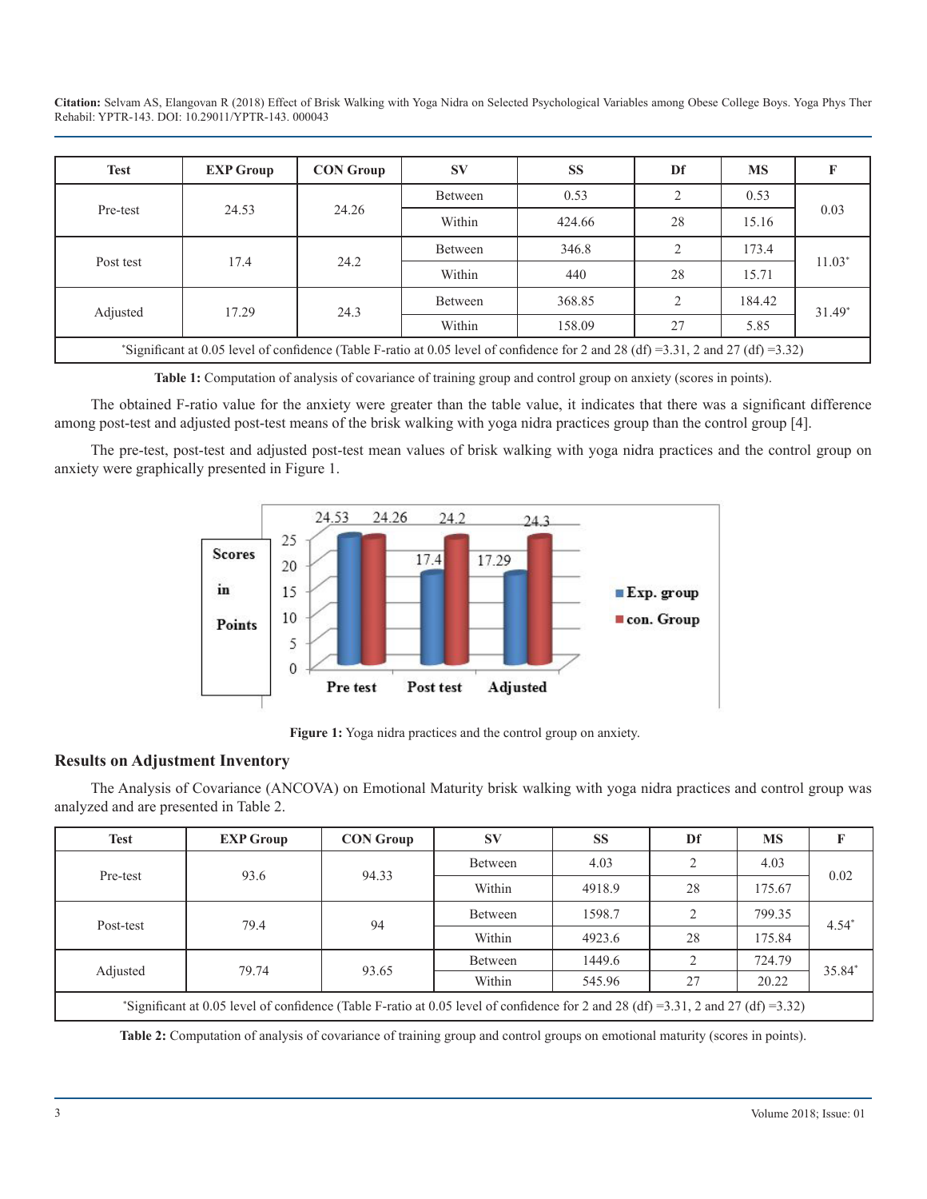| Test | EXP Group | CON Group | SV | SS | Df | MS | F |
|---|---|---|---|---|---|---|---|
| Pre-test | 24.53 | 24.26 | Between | 0.53 | 2 | 0.53 | 0.03 |
| | | | Within | 424.66 | 28 | 15.16 | |
| Post test | 17.4 | 24.2 | Between | 346.8 | 2 | 173.4 | 11.03* |
| | | | Within | 440 | 28 | 15.71 | |
| Adjusted | 17.29 | 24.3 | Between | 368.85 | 2 | 184.42 | 31.49* |
| | | | Within | 158.09 | 27 | 5.85 | |

*Significant at 0.05 level of confidence (Table F-ratio at 0.05 level of confidence for 2 and 28 (df) =3.31, 2 and 27 (df) =3.32)

**Table 1:** Computation of analysis of covariance of training group and control group on anxiety (scores in points).

The obtained F-ratio value for the anxiety were greater than the table value, it indicates that there was a significant difference among post-test and adjusted post-test means of the brisk walking with yoga nidra practices group than the control group [4].

The pre-test, post-test and adjusted post-test mean values of brisk walking with yoga nidra practices and the control group on anxiety were graphically presented in Figure 1.

**Figure 1:** Yoga nidra practices and the control group on anxiety.

## Results on Adjustment Inventory

The Analysis of Covariance (ANCOVA) on Emotional Maturity brisk walking with yoga nidra practices and control group was analyzed and are presented in Table 2.

| Test | EXP Group | CON Group | SV | SS | Df | MS | F |
|---|---|---|---|---|---|---|---|
| Pre-test | 93.6 | 94.33 | Between | 4.03 | 2 | 4.03 | 0.02 |
| | | | Within | 4918.9 | 28 | 175.67 | |
| Post-test | 79.4 | 94 | Between | 1598.7 | 2 | 799.35 | 4.54* |
| | | | Within | 4923.6 | 28 | 175.84 | |
| Adjusted | 79.74 | 93.65 | Between | 1449.6 | 2 | 724.79 | 35.84* |
| | | | Within | 545.96 | 27 | 20.22 | |

*Significant at 0.05 level of confidence (Table F-ratio at 0.05 level of confidence for 2 and 28 (df) =3.31, 2 and 27 (df) =3.32)

**Table 2:** Computation of analysis of covariance of training group and control groups on emotional maturity (scores in points).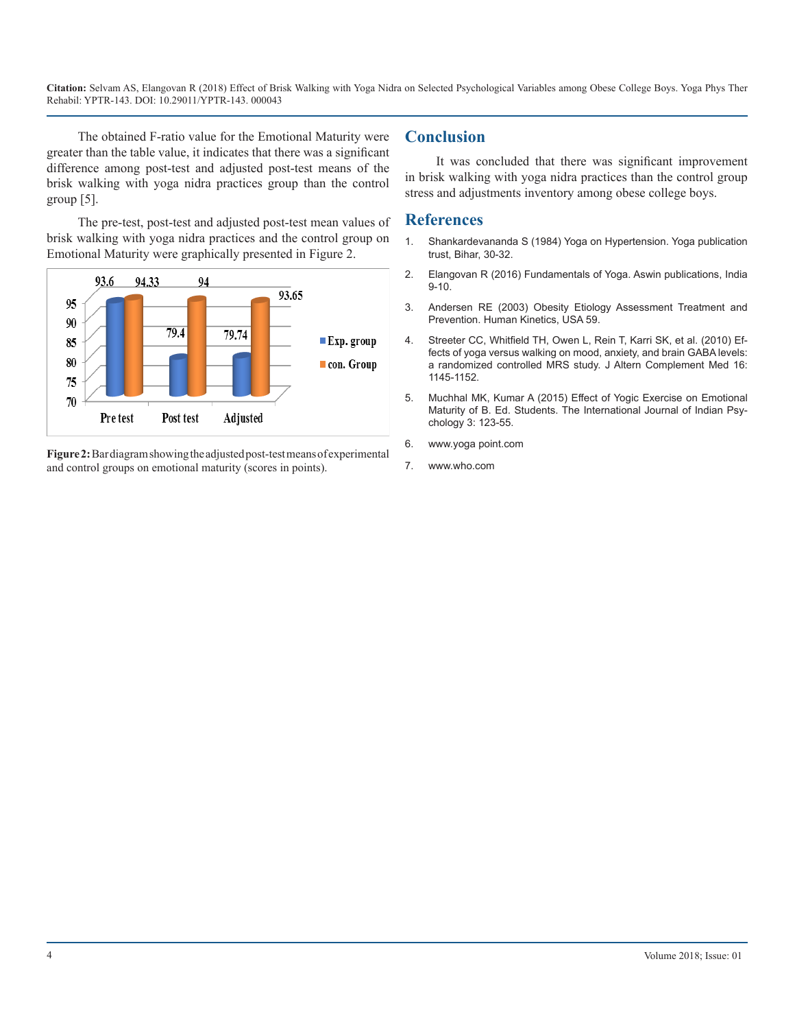The obtained F-ratio value for the Emotional Maturity were greater than the table value, it indicates that there was a significant difference among post-test and adjusted post-test means of the brisk walking with yoga nidra practices group than the control group [5].

The pre-test, post-test and adjusted post-test mean values of brisk walking with yoga nidra practices and the control group on Emotional Maturity were graphically presented in Figure 2.

93.6
94.33
94
93.65
79.4
79.74
95
90
85
80
75
70
Pre test
Post test
Adjusted
Exp. group
con. Group

**Figure 2:** Bar diagram showing the adjusted post-test means of experimental and control groups on emotional maturity (scores in points).

## Conclusion

It was concluded that there was significant improvement in brisk walking with yoga nidra practices than the control group stress and adjustments inventory among obese college boys.

## References

1. Shankardevananda S (1984) Yoga on Hypertension. Yoga publication trust, Bihar, 30-32.
2. Elangovan R (2016) Fundamentals of Yoga. Aswin publications, India 9-10.
3. Andersen RE (2003) Obesity Etiology Assessment Treatment and Prevention. Human Kinetics, USA 59.
4. Streeter CC, Whitfield TH, Owen L, Rein T, Karri SK, et al. (2010) Effects of yoga versus walking on mood, anxiety, and brain GABA levels: a randomized controlled MRS study. J Altern Complement Med 16: 1145-1152.
5. Muchhal MK, Kumar A (2015) Effect of Yogic Exercise on Emotional Maturity of B. Ed. Students. The International Journal of Indian Psychology 3: 123-55.
6. www.yoga point.com
7. www.who.com